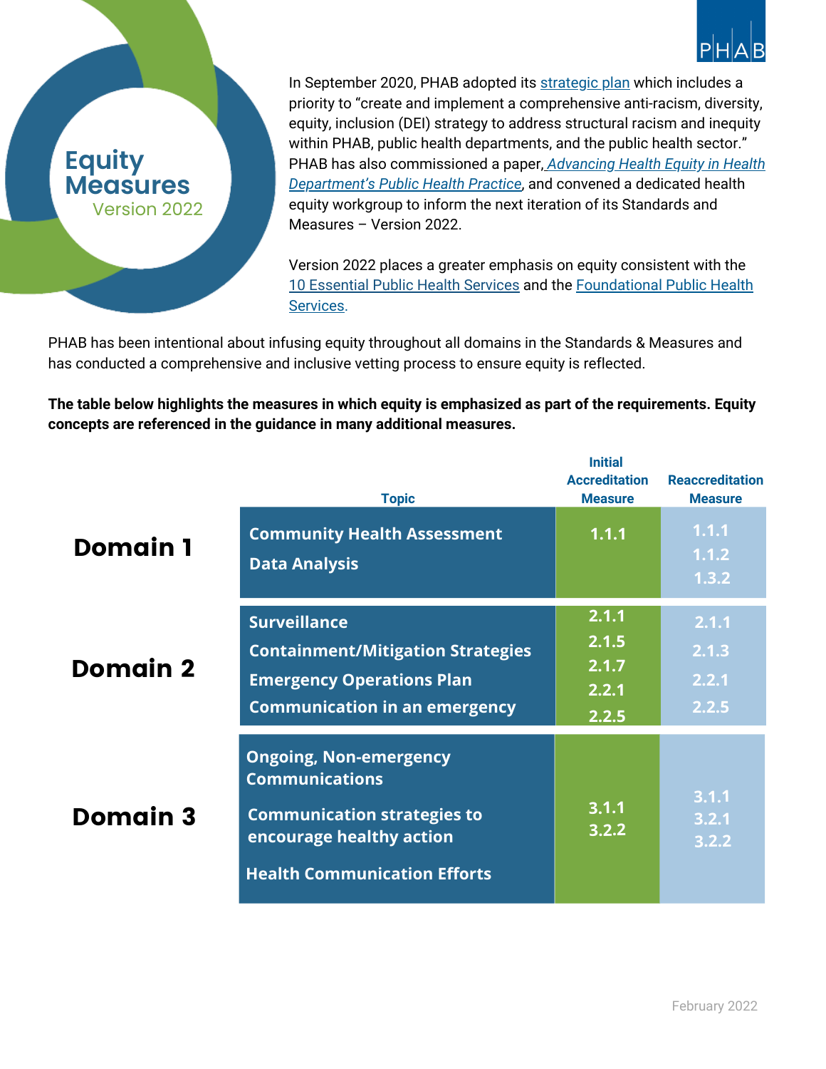# Equity Measures

Version 2022

PHAB

In September 2020, PHAB adopted its strategic plan which includes a priority to "create and implement a comprehensive anti-racism, diversity, equity, inclusion (DEI) strategy to address structural racism and inequity within PHAB, public health departments, and the public health sector." PHAB has also commissioned a paper, *Advancing Health Equity in Health Department's Public Health Practice*, and convened a dedicated health equity workgroup to inform the next iteration of its Standards and Measures – Version 2022.

Version 2022 places a greater emphasis on equity consistent with the 10 Essential Public Health Services and the Foundational Public Health Services.

PHAB has been intentional about infusing equity throughout all domains in the Standards & Measures and has conducted a comprehensive and inclusive vetting process to ensure equity is reflected.

**The table below highlights the measures in which equity is emphasized as part of the requirements. Equity concepts are referenced in the guidance in many additional measures.**

| | Topic | Initial Accreditation Measure | Reaccreditation Measure |
|---|---|---|---|
| **Domain 1** | Community Health Assessment<br>Data Analysis | 1.1.1 | 1.1.1<br>1.1.2<br>1.3.2 |
| **Domain 2** | Surveillance<br>Containment/Mitigation Strategies<br>Emergency Operations Plan<br>Communication in an emergency | 2.1.1<br>2.1.5<br>2.1.7<br>2.2.1<br>2.2.5 | 2.1.1<br>2.1.3<br>2.2.1<br>2.2.5 |
| **Domain 3** | Ongoing, Non-emergency Communications<br>Communication strategies to encourage healthy action<br>Health Communication Efforts | 3.1.1<br>3.2.2 | 3.1.1<br>3.2.1<br>3.2.2 |

February 2022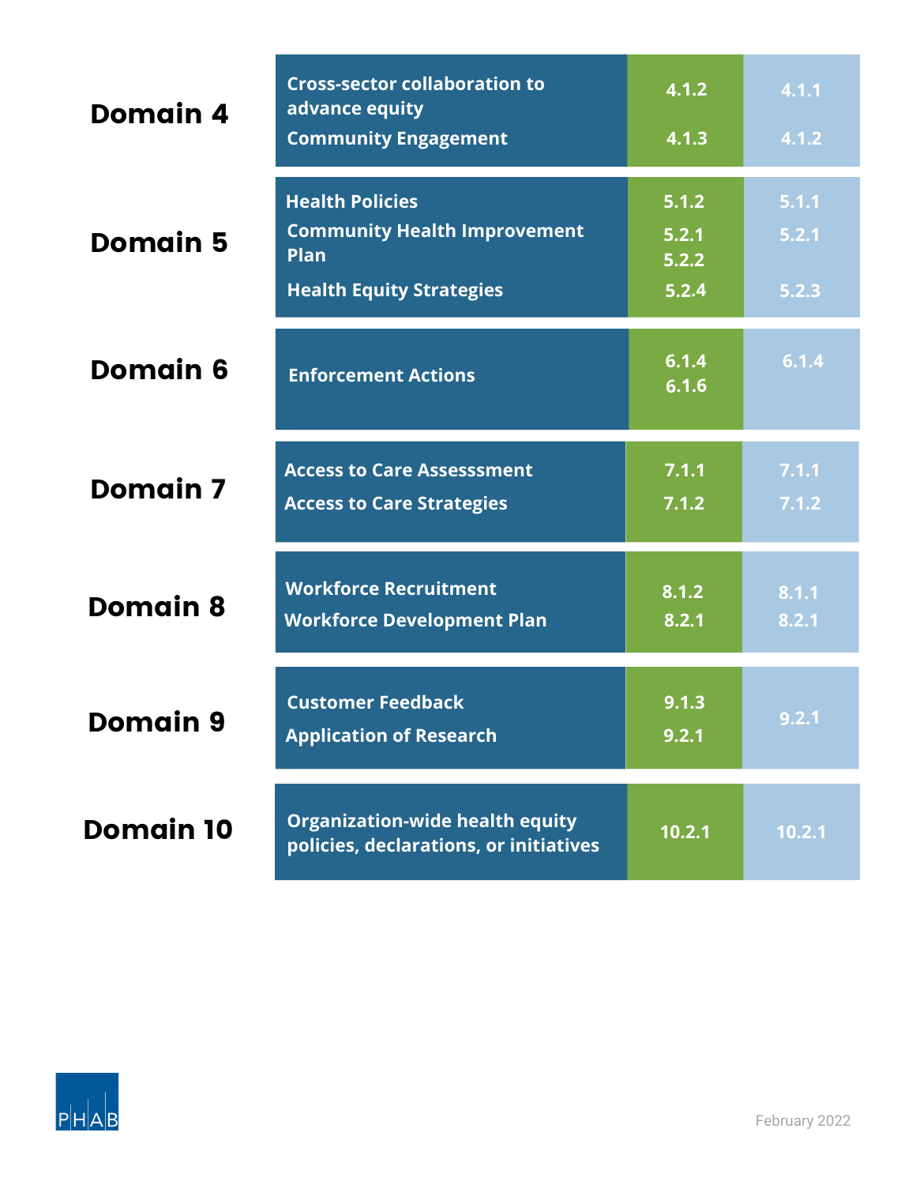| | | | |
|---|---|---|---|
| **Domain 4** | Cross-sector collaboration to advance equity | 4.1.2 | 4.1.1 |
| | Community Engagement | 4.1.3 | 4.1.2 |
| **Domain 5** | Health Policies | 5.1.2 | 5.1.1 |
| | Community Health Improvement Plan | 5.2.1<br>5.2.2 | 5.2.1 |
| | Health Equity Strategies | 5.2.4 | 5.2.3 |
| **Domain 6** | Enforcement Actions | 6.1.4<br>6.1.6 | 6.1.4 |
| **Domain 7** | Access to Care Assesssment | 7.1.1 | 7.1.1 |
| | Access to Care Strategies | 7.1.2 | 7.1.2 |
| **Domain 8** | Workforce Recruitment | 8.1.2 | 8.1.1 |
| | Workforce Development Plan | 8.2.1 | 8.2.1 |
| **Domain 9** | Customer Feedback | 9.1.3 | 9.2.1 |
| | Application of Research | 9.2.1 | |
| **Domain 10** | Organization-wide health equity policies, declarations, or initiatives | 10.2.1 | 10.2.1 |

PHAB

February 2022